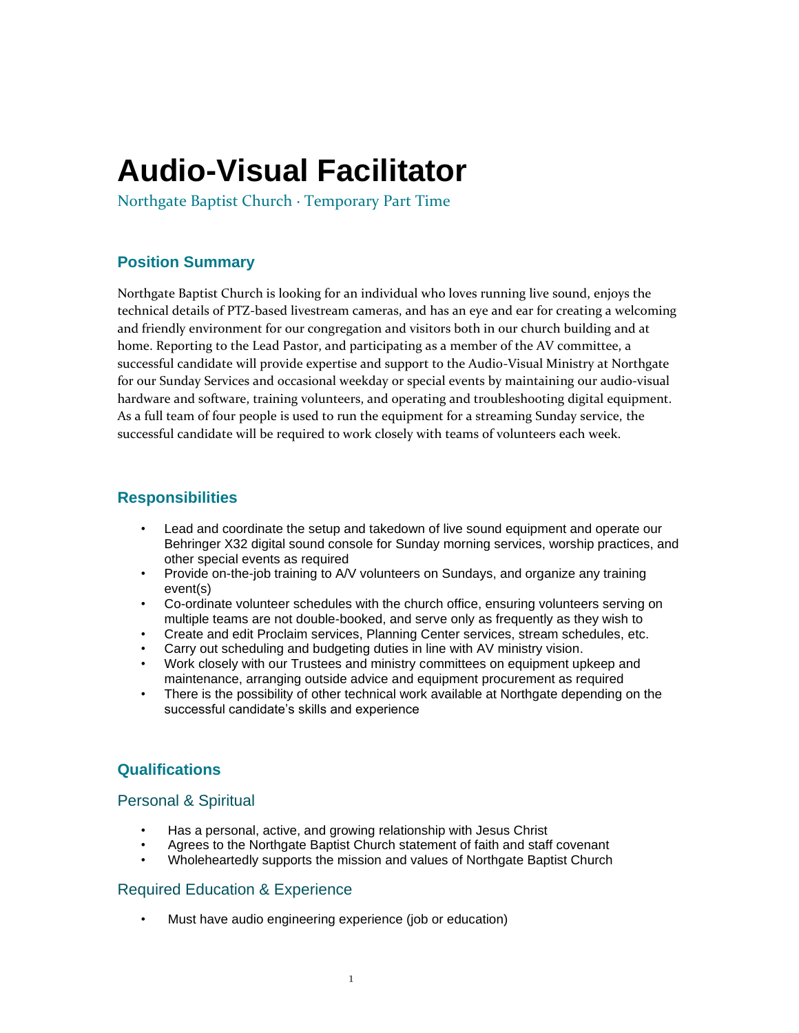# Audio-Visual Facilitator

Northgate Baptist Church · Temporary Part Time

## Position Summary

Northgate Baptist Church is looking for an individual who loves running live sound, enjoys the technical details of PTZ-based livestream cameras, and has an eye and ear for creating a welcoming and friendly environment for our congregation and visitors both in our church building and at home. Reporting to the Lead Pastor, and participating as a member of the AV committee, a successful candidate will provide expertise and support to the Audio-Visual Ministry at Northgate for our Sunday Services and occasional weekday or special events by maintaining our audio-visual hardware and software, training volunteers, and operating and troubleshooting digital equipment. As a full team of four people is used to run the equipment for a streaming Sunday service, the successful candidate will be required to work closely with teams of volunteers each week.

## Responsibilities

- Lead and coordinate the setup and takedown of live sound equipment and operate our Behringer X32 digital sound console for Sunday morning services, worship practices, and other special events as required
- Provide on-the-job training to A/V volunteers on Sundays, and organize any training event(s)
- Co-ordinate volunteer schedules with the church office, ensuring volunteers serving on multiple teams are not double-booked, and serve only as frequently as they wish to
- Create and edit Proclaim services, Planning Center services, stream schedules, etc.
- Carry out scheduling and budgeting duties in line with AV ministry vision.
- Work closely with our Trustees and ministry committees on equipment upkeep and maintenance, arranging outside advice and equipment procurement as required
- There is the possibility of other technical work available at Northgate depending on the successful candidate's skills and experience

## Qualifications

### Personal & Spiritual

- Has a personal, active, and growing relationship with Jesus Christ
- Agrees to the Northgate Baptist Church statement of faith and staff covenant
- Wholeheartedly supports the mission and values of Northgate Baptist Church

### Required Education & Experience

- Must have audio engineering experience (job or education)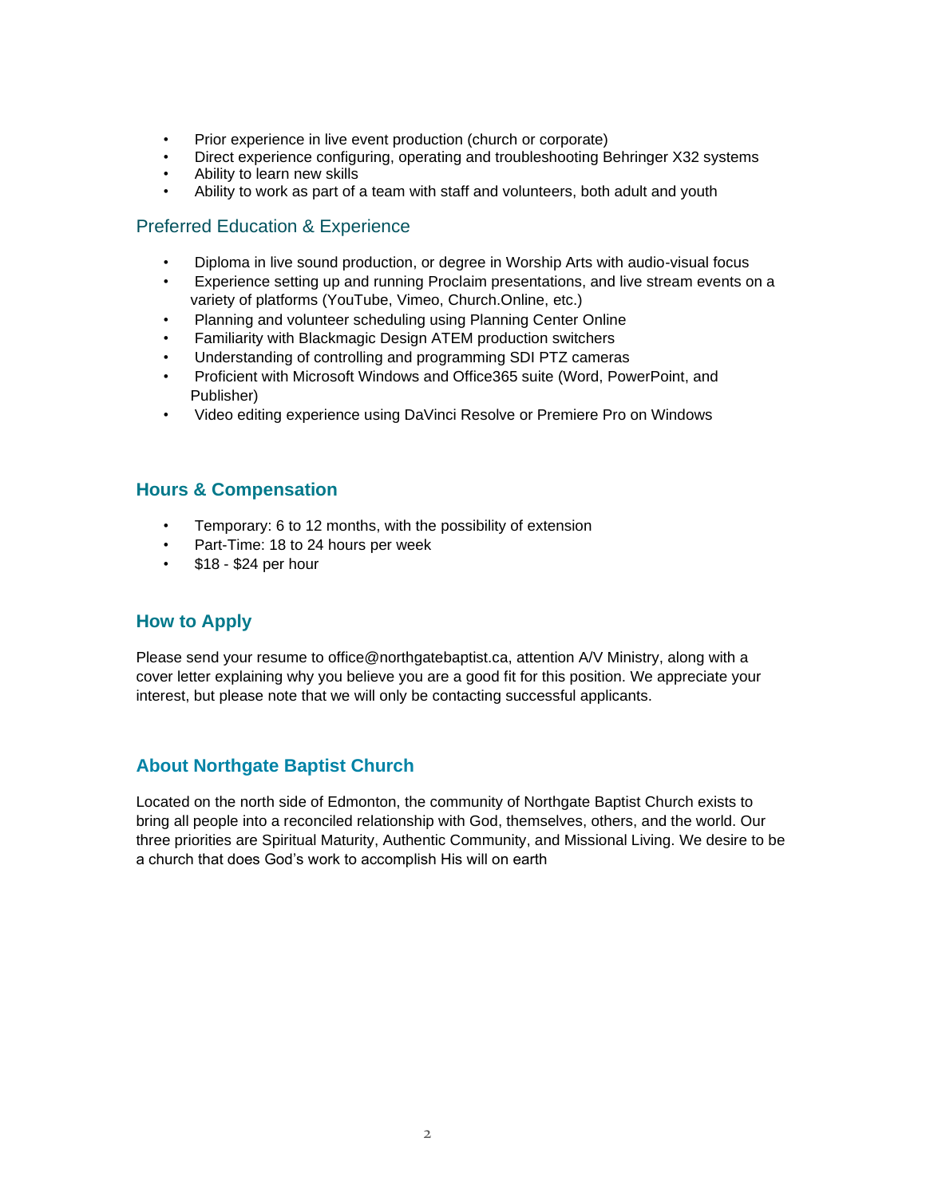- Prior experience in live event production (church or corporate)
- Direct experience configuring, operating and troubleshooting Behringer X32 systems
- Ability to learn new skills
- Ability to work as part of a team with staff and volunteers, both adult and youth

## Preferred Education & Experience

- Diploma in live sound production, or degree in Worship Arts with audio-visual focus
- Experience setting up and running Proclaim presentations, and live stream events on a variety of platforms (YouTube, Vimeo, Church.Online, etc.)
- Planning and volunteer scheduling using Planning Center Online
- Familiarity with Blackmagic Design ATEM production switchers
- Understanding of controlling and programming SDI PTZ cameras
- Proficient with Microsoft Windows and Office365 suite (Word, PowerPoint, and Publisher)
- Video editing experience using DaVinci Resolve or Premiere Pro on Windows

## Hours & Compensation

- Temporary: 6 to 12 months, with the possibility of extension
- Part-Time: 18 to 24 hours per week
- $18 - $24 per hour

## How to Apply

Please send your resume to office@northgatebaptist.ca, attention A/V Ministry, along with a cover letter explaining why you believe you are a good fit for this position. We appreciate your interest, but please note that we will only be contacting successful applicants.

## About Northgate Baptist Church

Located on the north side of Edmonton, the community of Northgate Baptist Church exists to bring all people into a reconciled relationship with God, themselves, others, and the world. Our three priorities are Spiritual Maturity, Authentic Community, and Missional Living. We desire to be a church that does God's work to accomplish His will on earth